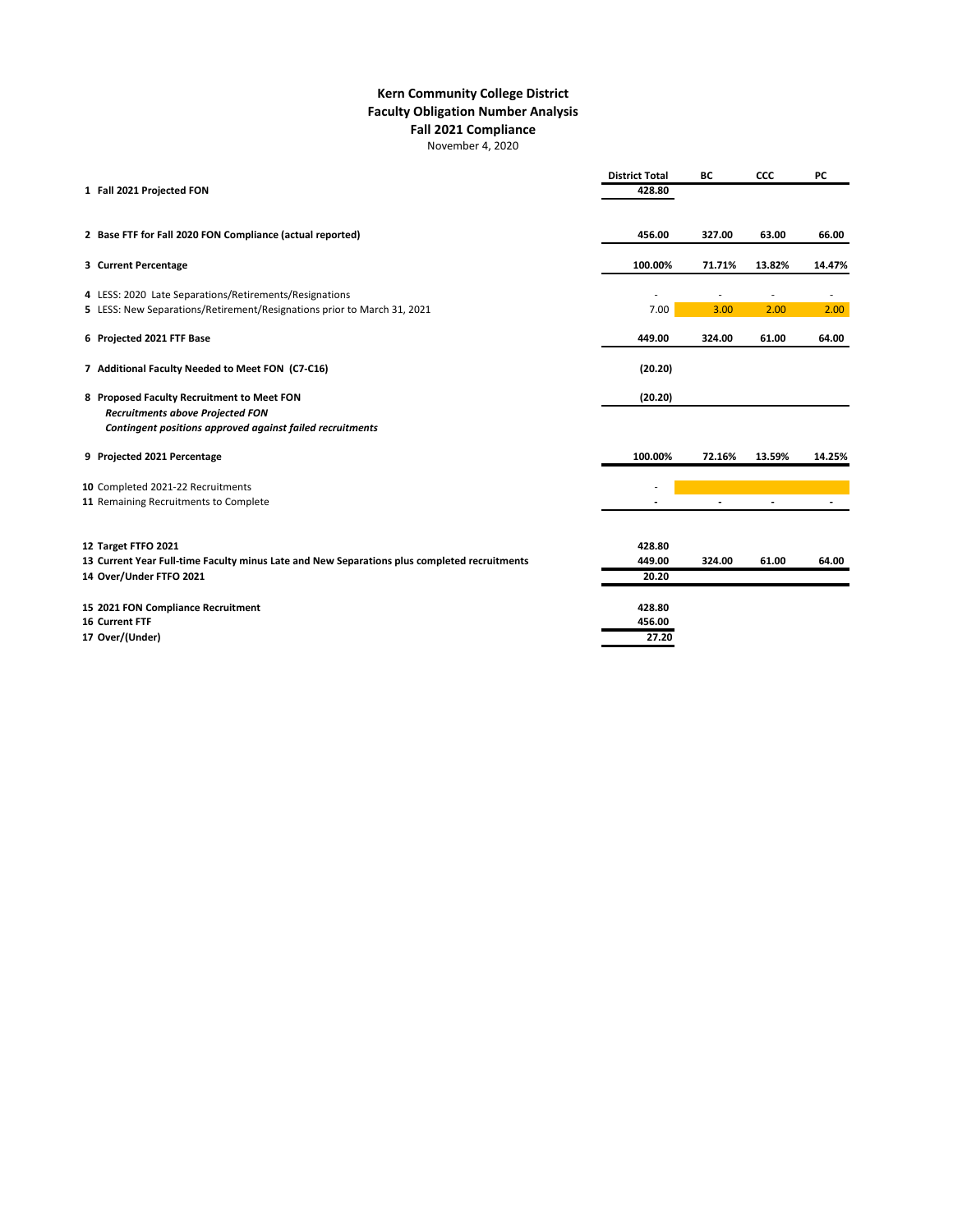# Kern Community College District
## Faculty Obligation Number Analysis
## Fall 2021 Compliance

November 4, 2020

| | District Total | BC | CCC | PC |
|---|---|---|---|---|
| **1 Fall 2021 Projected FON** | **428.80** | | | |
| **2 Base FTF for Fall 2020 FON Compliance (actual reported)** | **456.00** | **327.00** | **63.00** | **66.00** |
| **3 Current Percentage** | **100.00%** | **71.71%** | **13.82%** | **14.47%** |
| 4 LESS: 2020 Late Separations/Retirements/Resignations | - | - | - | - |
| 5 LESS: New Separations/Retirement/Resignations prior to March 31, 2021 | 7.00 | 3.00 | 2.00 | 2.00 |
| **6 Projected 2021 FTF Base** | **449.00** | **324.00** | **61.00** | **64.00** |
| **7 Additional Faculty Needed to Meet FON (C7-C16)** | **(20.20)** | | | |
| **8 Proposed Faculty Recruitment to Meet FON** | **(20.20)** | | | |
| ***Recruitments above Projected FON*** | | | | |
| ***Contingent positions approved against failed recruitments*** | | | | |
| **9 Projected 2021 Percentage** | **100.00%** | **72.16%** | **13.59%** | **14.25%** |
| 10 Completed 2021-22 Recruitments | - | | | |
| 11 Remaining Recruitments to Complete | - | - | - | - |
| **12 Target FTFO 2021** | **428.80** | | | |
| **13 Current Year Full-time Faculty minus Late and New Separations plus completed recruitments** | **449.00** | **324.00** | **61.00** | **64.00** |
| **14 Over/Under FTFO 2021** | **20.20** | | | |
| **15 2021 FON Compliance Recruitment** | **428.80** | | | |
| **16 Current FTF** | **456.00** | | | |
| **17 Over/(Under)** | **27.20** | | | |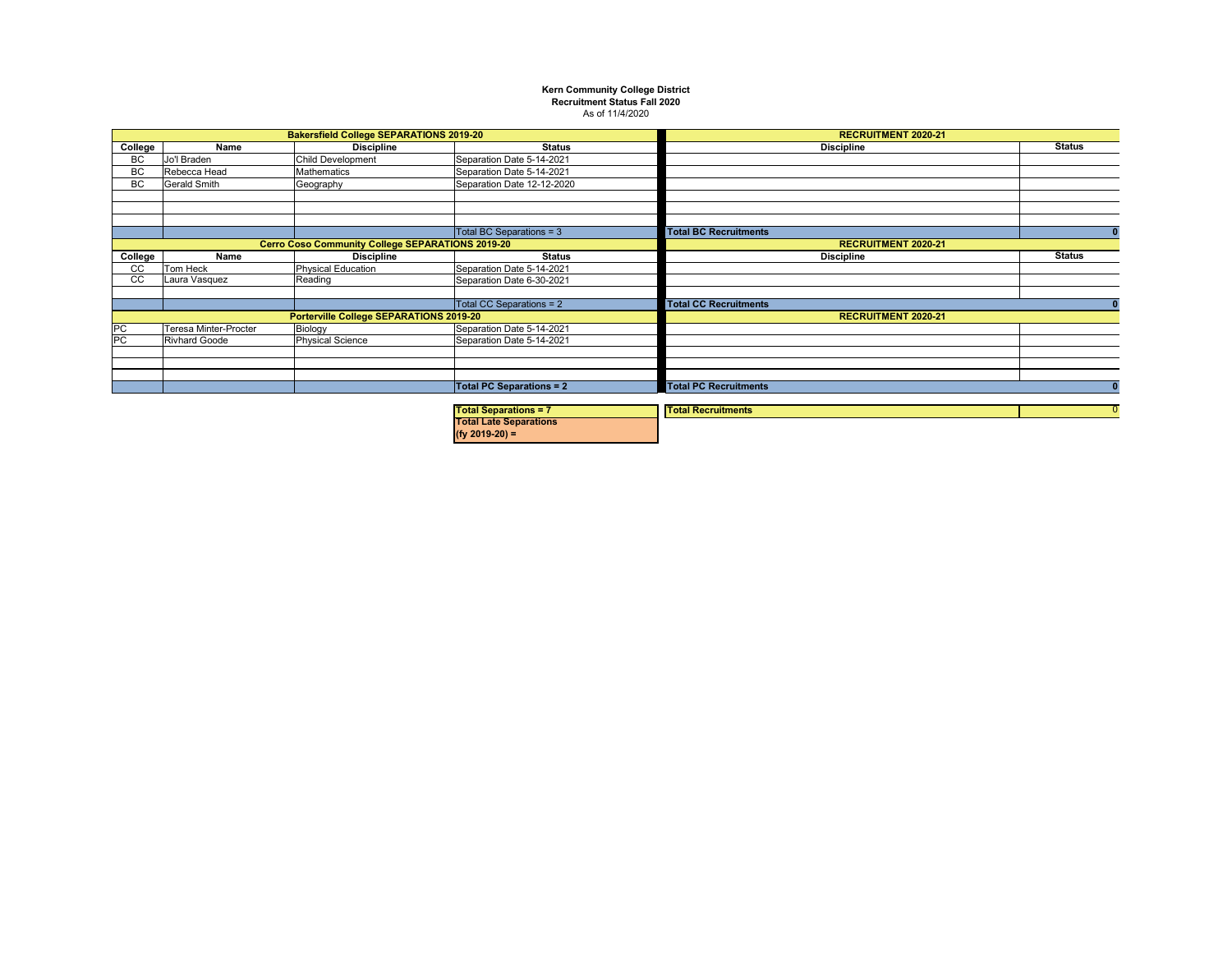**Kern Community College District**
**Recruitment Status Fall 2020**
As of 11/4/2020

| Bakersfield College SEPARATIONS 2019-20 | | | | RECRUITMENT 2020-21 | |
|---|---|---|---|---|---|
| **College** | **Name** | **Discipline** | **Status** | **Discipline** | **Status** |
| BC | Jo'l Braden | Child Development | Separation Date 5-14-2021 | | |
| BC | Rebecca Head | Mathematics | Separation Date 5-14-2021 | | |
| BC | Gerald Smith | Geography | Separation Date 12-12-2020 | | |
| | | | | | |
| | | | | | |
| | | | | | |
| | | | Total BC Separations = 3 | **Total BC Recruitments** | **0** |
| **Cerro Coso Community College SEPARATIONS 2019-20** | | | | **RECRUITMENT 2020-21** | |
| **College** | **Name** | **Discipline** | **Status** | **Discipline** | **Status** |
| CC | Tom Heck | Physical Education | Separation Date 5-14-2021 | | |
| CC | Laura Vasquez | Reading | Separation Date 6-30-2021 | | |
| | | | | | |
| | | | Total CC Separations = 2 | **Total CC Recruitments** | **0** |
| **Porterville College SEPARATIONS 2019-20** | | | | **RECRUITMENT 2020-21** | |
| PC | Teresa Minter-Procter | Biology | Separation Date 5-14-2021 | | |
| PC | Rivhard Goode | Physical Science | Separation Date 5-14-2021 | | |
| | | | | | |
| | | | | | |
| | | | | | |
| | | | **Total PC Separations = 2** | **Total PC Recruitments** | **0** |

| | |
|---|---|
| **Total Separations = 7** | **Total Recruitments** 0 |
| **Total Late Separations (fy 2019-20) =** | |